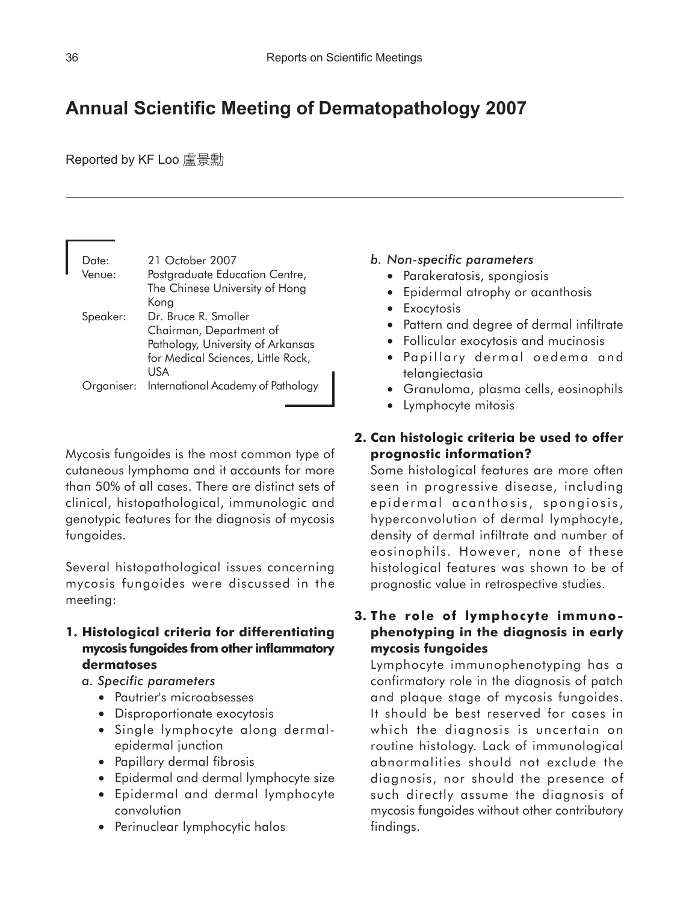# Annual Scientific Meeting of Dermatopathology 2007

Reported by KF Loo 盧景勳

| | |
|---|---|
| Date: | 21 October 2007 |
| Venue: | Postgraduate Education Centre, The Chinese University of Hong Kong |
| Speaker: | Dr. Bruce R. Smoller<br>Chairman, Department of Pathology, University of Arkansas for Medical Sciences, Little Rock, USA |
| Organiser: | International Academy of Pathology |

Mycosis fungoides is the most common type of cutaneous lymphoma and it accounts for more than 50% of all cases. There are distinct sets of clinical, histopathological, immunologic and genotypic features for the diagnosis of mycosis fungoides.

Several histopathological issues concerning mycosis fungoides were discussed in the meeting:

**1. Histological criteria for differentiating mycosis fungoides from other inflammatory dermatoses**

*a. Specific parameters*

- Pautrier's microabsesses
- Disproportionate exocytosis
- Single lymphocyte along dermal-epidermal junction
- Papillary dermal fibrosis
- Epidermal and dermal lymphocyte size
- Epidermal and dermal lymphocyte convolution
- Perinuclear lymphocytic halos

*b. Non-specific parameters*

- Parakeratosis, spongiosis
- Epidermal atrophy or acanthosis
- Exocytosis
- Pattern and degree of dermal infiltrate
- Follicular exocytosis and mucinosis
- Papillary dermal oedema and telangiectasia
- Granuloma, plasma cells, eosinophils
- Lymphocyte mitosis

**2. Can histologic criteria be used to offer prognostic information?**

Some histological features are more often seen in progressive disease, including epidermal acanthosis, spongiosis, hyperconvolution of dermal lymphocyte, density of dermal infiltrate and number of eosinophils. However, none of these histological features was shown to be of prognostic value in retrospective studies.

**3. The role of lymphocyte immunophenotyping in the diagnosis in early mycosis fungoides**

Lymphocyte immunophenotyping has a confirmatory role in the diagnosis of patch and plaque stage of mycosis fungoides. It should be best reserved for cases in which the diagnosis is uncertain on routine histology. Lack of immunological abnormalities should not exclude the diagnosis, nor should the presence of such directly assume the diagnosis of mycosis fungoides without other contributory findings.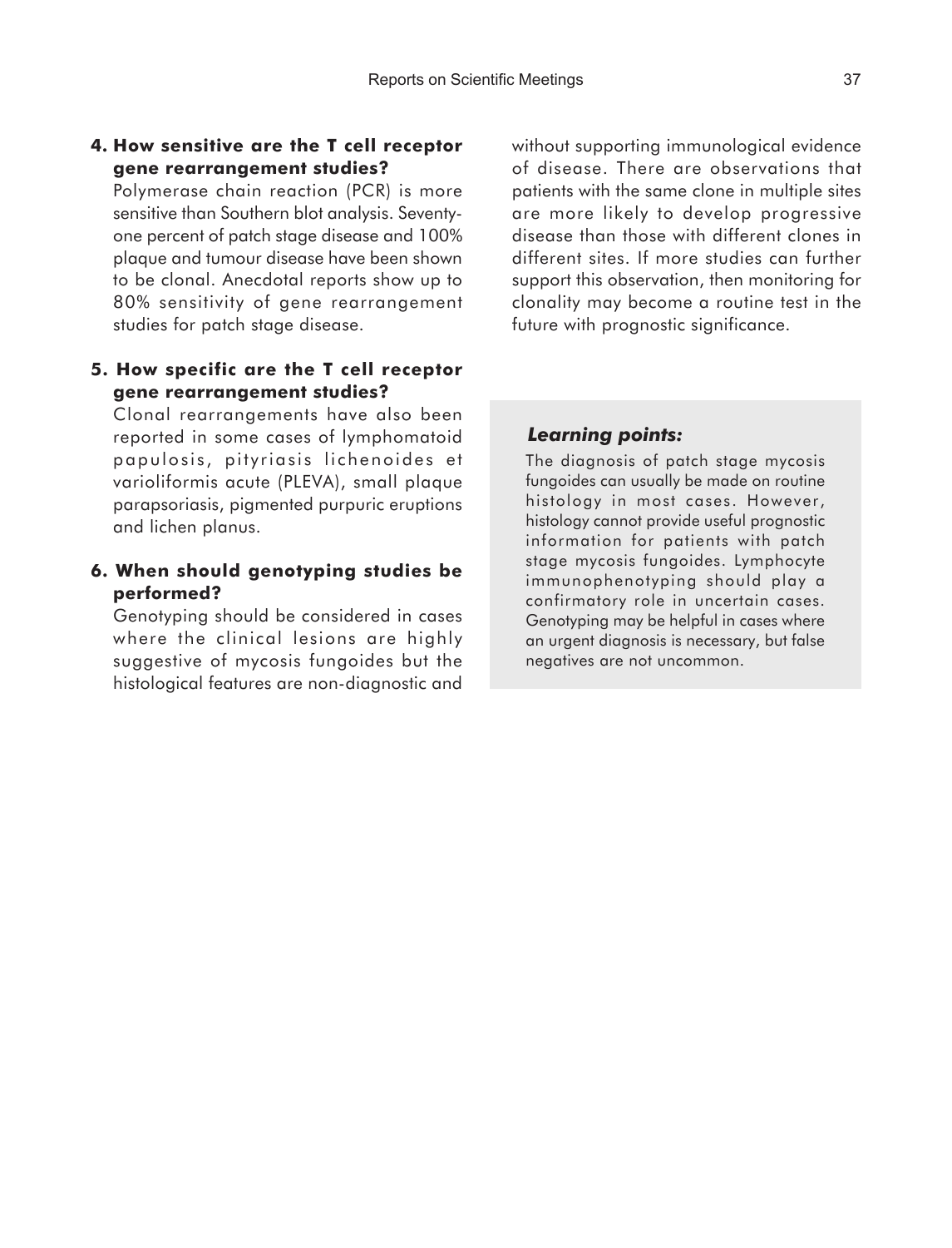**4. How sensitive are the T cell receptor gene rearrangement studies?**

Polymerase chain reaction (PCR) is more sensitive than Southern blot analysis. Seventy-one percent of patch stage disease and 100% plaque and tumour disease have been shown to be clonal. Anecdotal reports show up to 80% sensitivity of gene rearrangement studies for patch stage disease.

**5. How specific are the T cell receptor gene rearrangement studies?**

Clonal rearrangements have also been reported in some cases of lymphomatoid papulosis, pityriasis lichenoides et varioliformis acute (PLEVA), small plaque parapsoriasis, pigmented purpuric eruptions and lichen planus.

**6. When should genotyping studies be performed?**

Genotyping should be considered in cases where the clinical lesions are highly suggestive of mycosis fungoides but the histological features are non-diagnostic and without supporting immunological evidence of disease. There are observations that patients with the same clone in multiple sites are more likely to develop progressive disease than those with different clones in different sites. If more studies can further support this observation, then monitoring for clonality may become a routine test in the future with prognostic significance.

***Learning points:***

The diagnosis of patch stage mycosis fungoides can usually be made on routine histology in most cases. However, histology cannot provide useful prognostic information for patients with patch stage mycosis fungoides. Lymphocyte immunophenotyping should play a confirmatory role in uncertain cases. Genotyping may be helpful in cases where an urgent diagnosis is necessary, but false negatives are not uncommon.